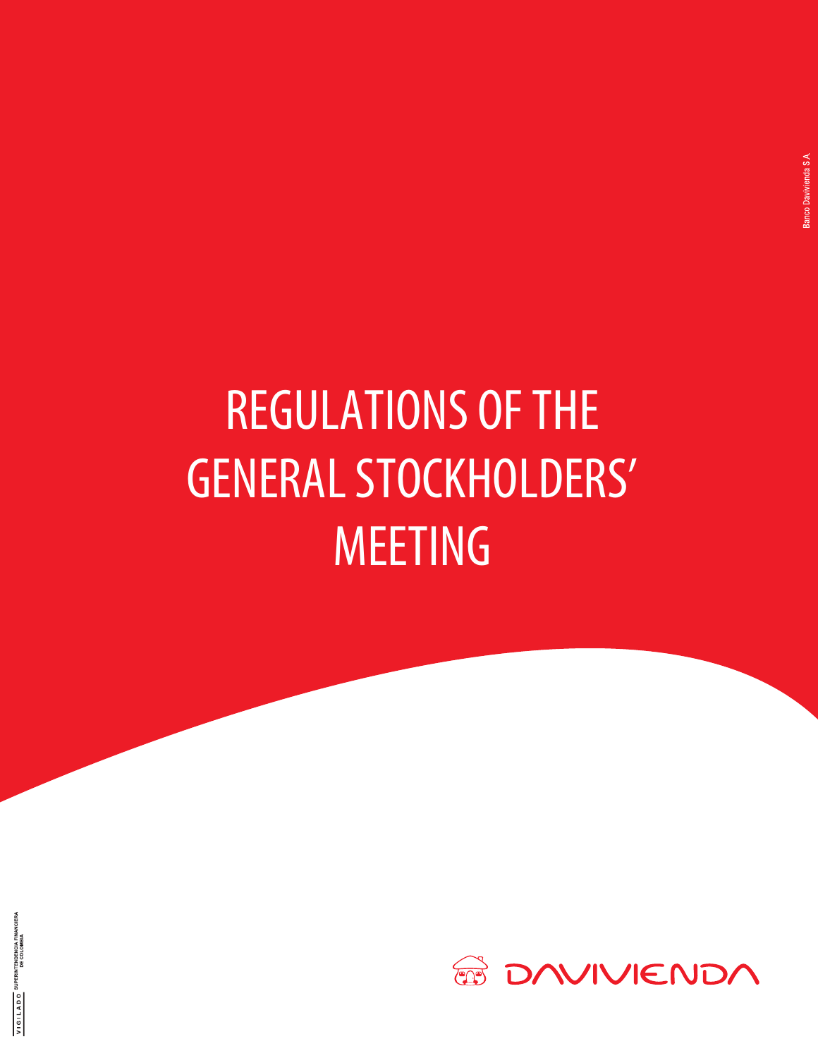# REGULATIONS OF THE GENERAL STOCKHOLDERS' MEETING

Banco Davivienda S.A.

VIGILADO SUPERINTENDENCIA FINANCIERA DE COLOMBIA

DAVIVIENDA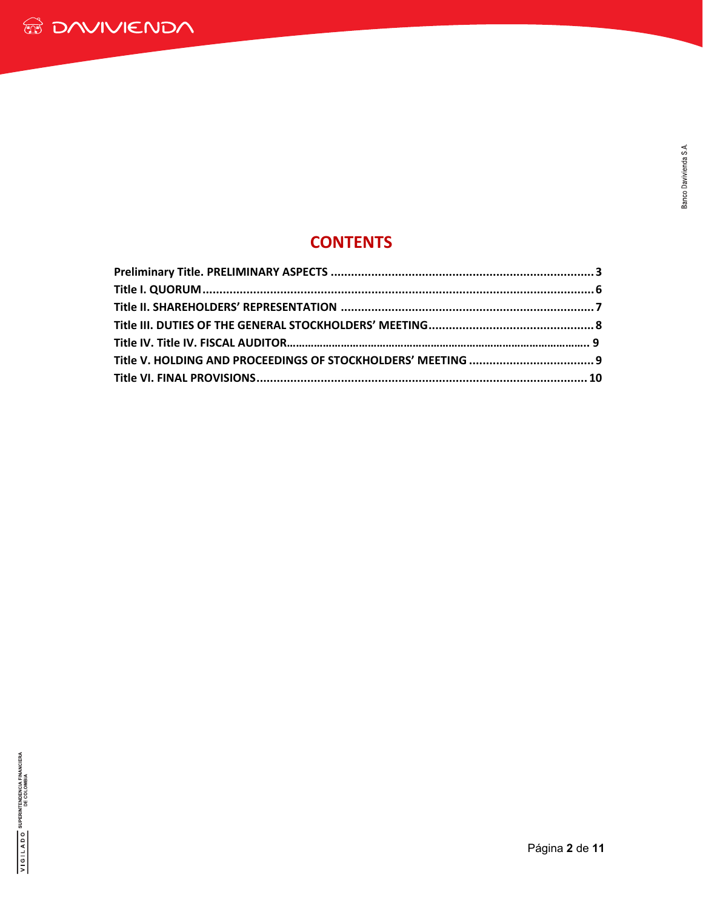# CONTENTS

**Preliminary Title. PRELIMINARY ASPECTS** .......... **3**
**Title I. QUORUM** .......... **6**
**Title II. SHAREHOLDERS' REPRESENTATION** .......... **7**
**Title III. DUTIES OF THE GENERAL STOCKHOLDERS' MEETING** .......... **8**
**Title IV. Title IV. FISCAL AUDITOR** .......... **9**
**Title V. HOLDING AND PROCEEDINGS OF STOCKHOLDERS' MEETING** .......... **9**
**Title VI. FINAL PROVISIONS** .......... **10**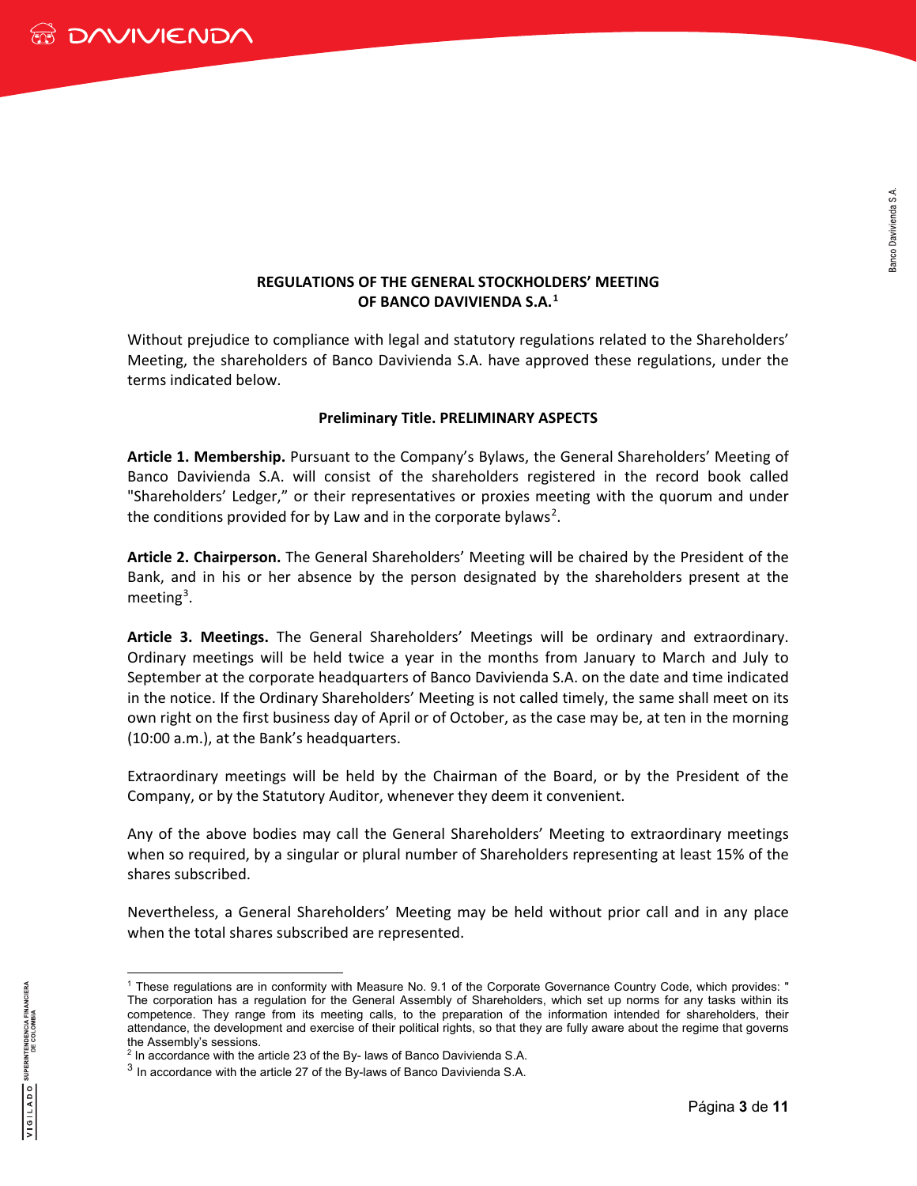**REGULATIONS OF THE GENERAL STOCKHOLDERS' MEETING OF BANCO DAVIVIENDA S.A.**[1]

Without prejudice to compliance with legal and statutory regulations related to the Shareholders' Meeting, the shareholders of Banco Davivienda S.A. have approved these regulations, under the terms indicated below.

**Preliminary Title. PRELIMINARY ASPECTS**

**Article 1. Membership.** Pursuant to the Company's Bylaws, the General Shareholders' Meeting of Banco Davivienda S.A. will consist of the shareholders registered in the record book called "Shareholders' Ledger," or their representatives or proxies meeting with the quorum and under the conditions provided for by Law and in the corporate bylaws[2].

**Article 2. Chairperson.** The General Shareholders' Meeting will be chaired by the President of the Bank, and in his or her absence by the person designated by the shareholders present at the meeting[3].

**Article 3. Meetings.** The General Shareholders' Meetings will be ordinary and extraordinary. Ordinary meetings will be held twice a year in the months from January to March and July to September at the corporate headquarters of Banco Davivienda S.A. on the date and time indicated in the notice. If the Ordinary Shareholders' Meeting is not called timely, the same shall meet on its own right on the first business day of April or of October, as the case may be, at ten in the morning (10:00 a.m.), at the Bank's headquarters.

Extraordinary meetings will be held by the Chairman of the Board, or by the President of the Company, or by the Statutory Auditor, whenever they deem it convenient.

Any of the above bodies may call the General Shareholders' Meeting to extraordinary meetings when so required, by a singular or plural number of Shareholders representing at least 15% of the shares subscribed.

Nevertheless, a General Shareholders' Meeting may be held without prior call and in any place when the total shares subscribed are represented.

---

[1] These regulations are in conformity with Measure No. 9.1 of the Corporate Governance Country Code, which provides: " The corporation has a regulation for the General Assembly of Shareholders, which set up norms for any tasks within its competence. They range from its meeting calls, to the preparation of the information intended for shareholders, their attendance, the development and exercise of their political rights, so that they are fully aware about the regime that governs the Assembly's sessions.

[2] In accordance with the article 23 of the By- laws of Banco Davivienda S.A.

[3] In accordance with the article 27 of the By-laws of Banco Davivienda S.A.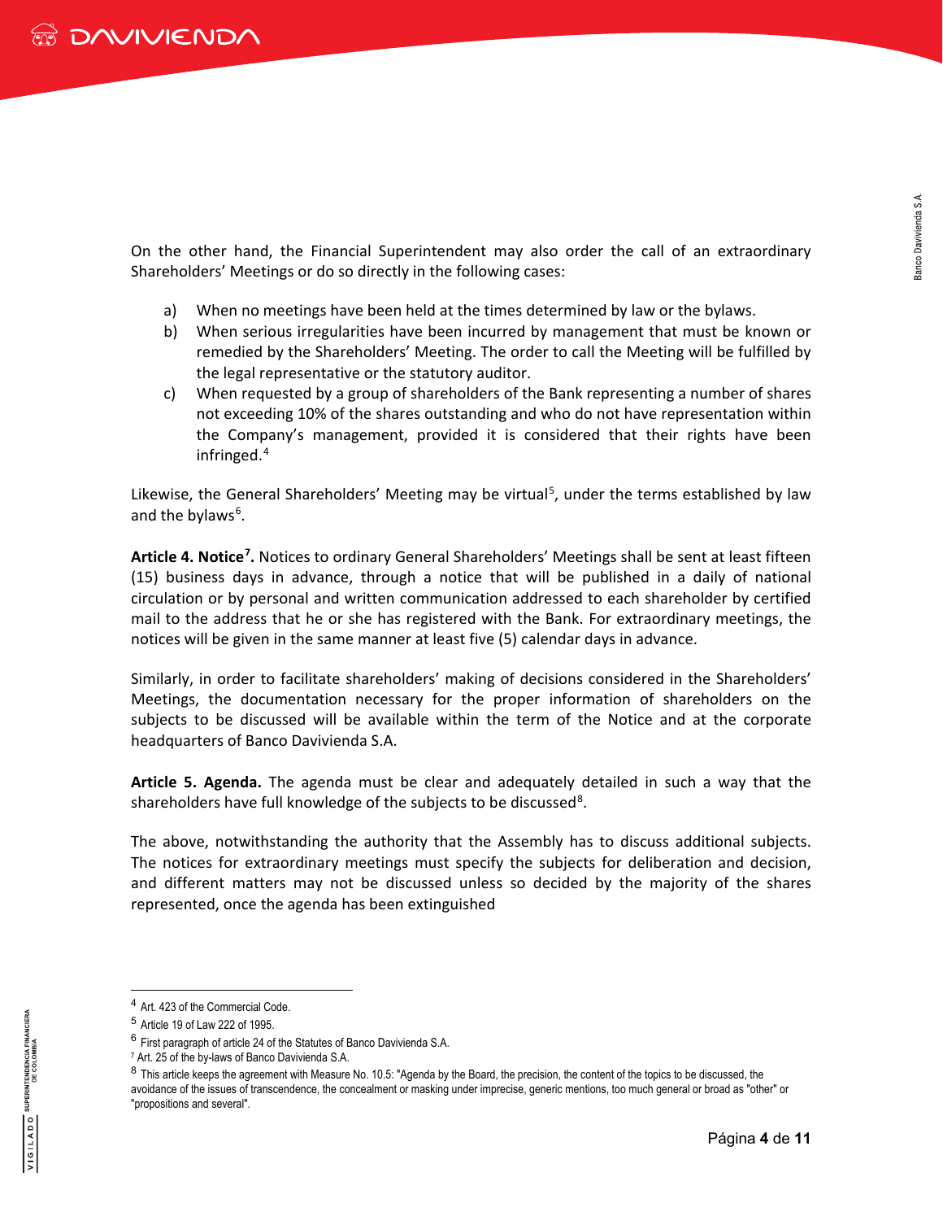On the other hand, the Financial Superintendent may also order the call of an extraordinary Shareholders' Meetings or do so directly in the following cases:

a) When no meetings have been held at the times determined by law or the bylaws.
b) When serious irregularities have been incurred by management that must be known or remedied by the Shareholders' Meeting. The order to call the Meeting will be fulfilled by the legal representative or the statutory auditor.
c) When requested by a group of shareholders of the Bank representing a number of shares not exceeding 10% of the shares outstanding and who do not have representation within the Company's management, provided it is considered that their rights have been infringed.[4]

Likewise, the General Shareholders' Meeting may be virtual[5], under the terms established by law and the bylaws[6].

**Article 4. Notice[7].** Notices to ordinary General Shareholders' Meetings shall be sent at least fifteen (15) business days in advance, through a notice that will be published in a daily of national circulation or by personal and written communication addressed to each shareholder by certified mail to the address that he or she has registered with the Bank. For extraordinary meetings, the notices will be given in the same manner at least five (5) calendar days in advance.

Similarly, in order to facilitate shareholders' making of decisions considered in the Shareholders' Meetings, the documentation necessary for the proper information of shareholders on the subjects to be discussed will be available within the term of the Notice and at the corporate headquarters of Banco Davivienda S.A.

**Article 5. Agenda.** The agenda must be clear and adequately detailed in such a way that the shareholders have full knowledge of the subjects to be discussed[8].

The above, notwithstanding the authority that the Assembly has to discuss additional subjects. The notices for extraordinary meetings must specify the subjects for deliberation and decision, and different matters may not be discussed unless so decided by the majority of the shares represented, once the agenda has been extinguished

---

[4] Art. 423 of the Commercial Code.

[5] Article 19 of Law 222 of 1995.

[6] First paragraph of article 24 of the Statutes of Banco Davivienda S.A.

[7] Art. 25 of the by-laws of Banco Davivienda S.A.

[8] This article keeps the agreement with Measure No. 10.5: "Agenda by the Board, the precision, the content of the topics to be discussed, the avoidance of the issues of transcendence, the concealment or masking under imprecise, generic mentions, too much general or broad as "other" or "propositions and several".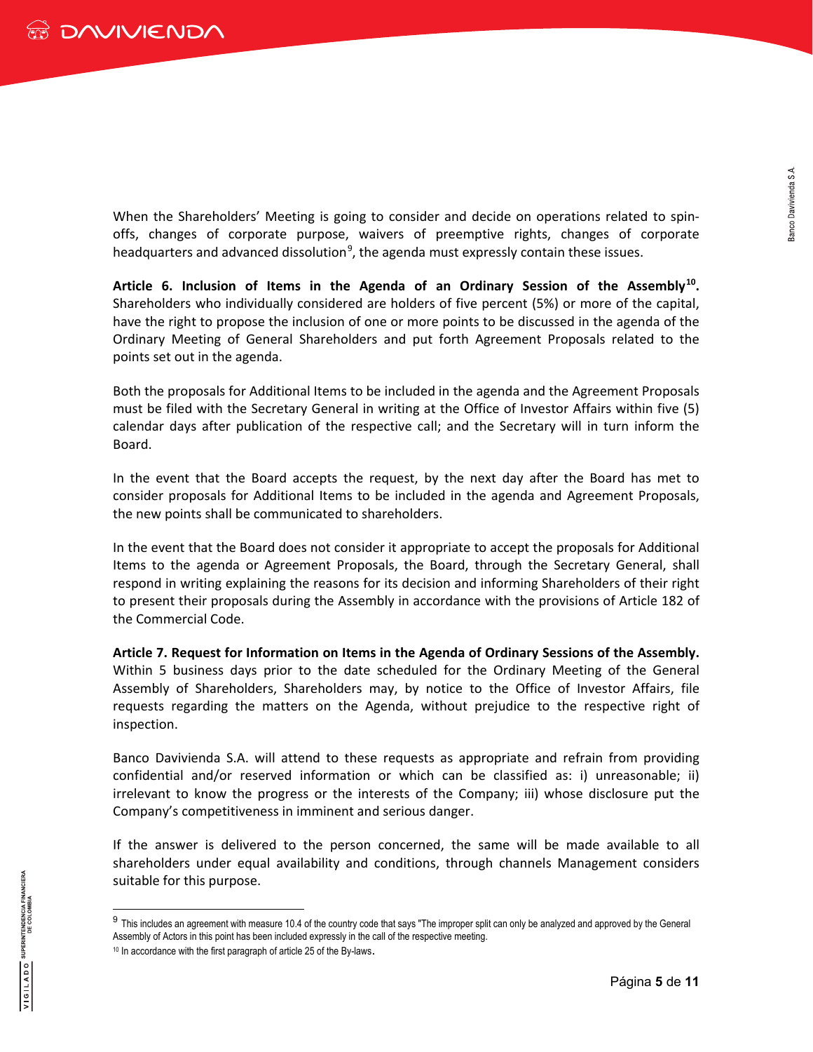When the Shareholders' Meeting is going to consider and decide on operations related to spin-offs, changes of corporate purpose, waivers of preemptive rights, changes of corporate headquarters and advanced dissolution[9], the agenda must expressly contain these issues.

**Article 6. Inclusion of Items in the Agenda of an Ordinary Session of the Assembly[10].** Shareholders who individually considered are holders of five percent (5%) or more of the capital, have the right to propose the inclusion of one or more points to be discussed in the agenda of the Ordinary Meeting of General Shareholders and put forth Agreement Proposals related to the points set out in the agenda.

Both the proposals for Additional Items to be included in the agenda and the Agreement Proposals must be filed with the Secretary General in writing at the Office of Investor Affairs within five (5) calendar days after publication of the respective call; and the Secretary will in turn inform the Board.

In the event that the Board accepts the request, by the next day after the Board has met to consider proposals for Additional Items to be included in the agenda and Agreement Proposals, the new points shall be communicated to shareholders.

In the event that the Board does not consider it appropriate to accept the proposals for Additional Items to the agenda or Agreement Proposals, the Board, through the Secretary General, shall respond in writing explaining the reasons for its decision and informing Shareholders of their right to present their proposals during the Assembly in accordance with the provisions of Article 182 of the Commercial Code.

**Article 7. Request for Information on Items in the Agenda of Ordinary Sessions of the Assembly.** Within 5 business days prior to the date scheduled for the Ordinary Meeting of the General Assembly of Shareholders, Shareholders may, by notice to the Office of Investor Affairs, file requests regarding the matters on the Agenda, without prejudice to the respective right of inspection.

Banco Davivienda S.A. will attend to these requests as appropriate and refrain from providing confidential and/or reserved information or which can be classified as: i) unreasonable; ii) irrelevant to know the progress or the interests of the Company; iii) whose disclosure put the Company's competitiveness in imminent and serious danger.

If the answer is delivered to the person concerned, the same will be made available to all shareholders under equal availability and conditions, through channels Management considers suitable for this purpose.

---

[9] This includes an agreement with measure 10.4 of the country code that says "The improper split can only be analyzed and approved by the General Assembly of Actors in this point has been included expressly in the call of the respective meeting.

[10] In accordance with the first paragraph of article 25 of the By-laws.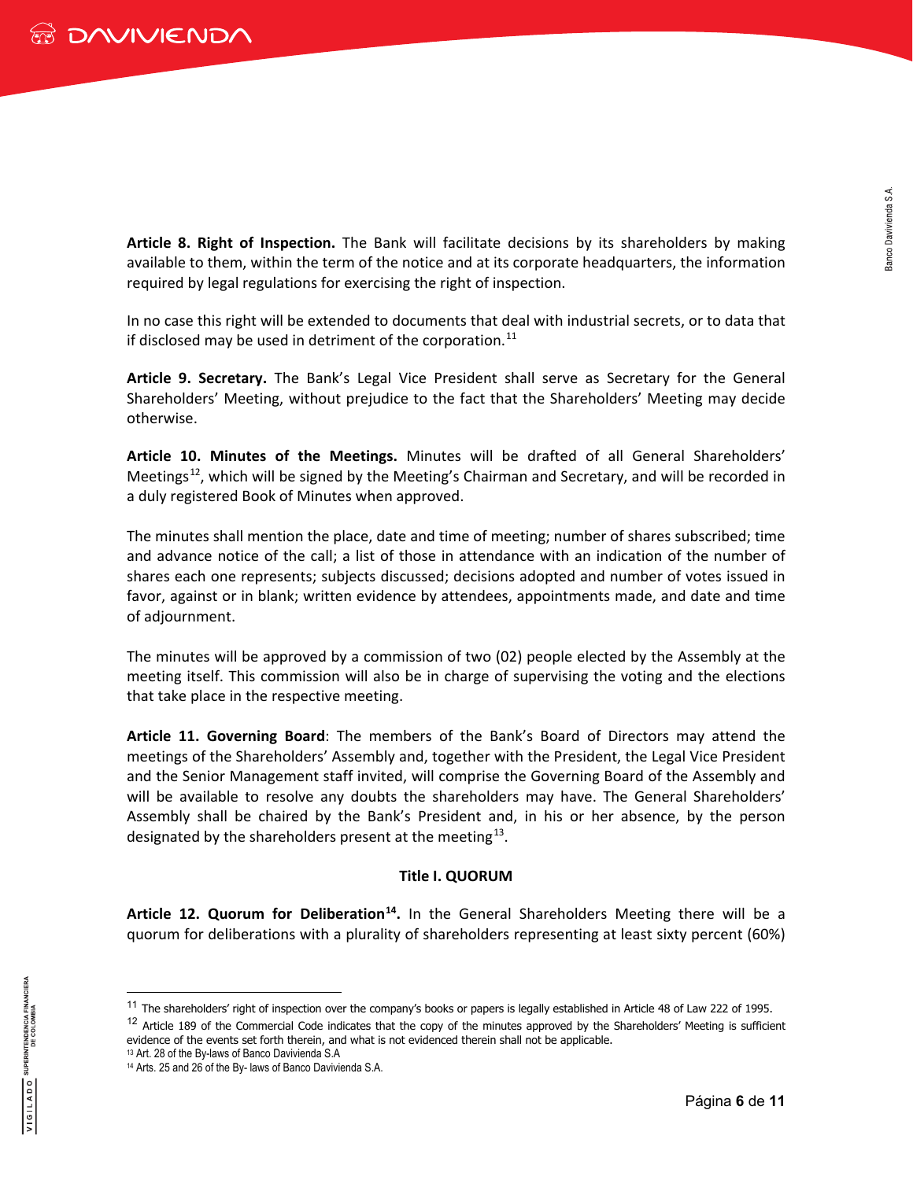**Article 8. Right of Inspection.** The Bank will facilitate decisions by its shareholders by making available to them, within the term of the notice and at its corporate headquarters, the information required by legal regulations for exercising the right of inspection.

In no case this right will be extended to documents that deal with industrial secrets, or to data that if disclosed may be used in detriment of the corporation.[11]

**Article 9. Secretary.** The Bank's Legal Vice President shall serve as Secretary for the General Shareholders' Meeting, without prejudice to the fact that the Shareholders' Meeting may decide otherwise.

**Article 10. Minutes of the Meetings.** Minutes will be drafted of all General Shareholders' Meetings[12], which will be signed by the Meeting's Chairman and Secretary, and will be recorded in a duly registered Book of Minutes when approved.

The minutes shall mention the place, date and time of meeting; number of shares subscribed; time and advance notice of the call; a list of those in attendance with an indication of the number of shares each one represents; subjects discussed; decisions adopted and number of votes issued in favor, against or in blank; written evidence by attendees, appointments made, and date and time of adjournment.

The minutes will be approved by a commission of two (02) people elected by the Assembly at the meeting itself. This commission will also be in charge of supervising the voting and the elections that take place in the respective meeting.

**Article 11. Governing Board**: The members of the Bank's Board of Directors may attend the meetings of the Shareholders' Assembly and, together with the President, the Legal Vice President and the Senior Management staff invited, will comprise the Governing Board of the Assembly and will be available to resolve any doubts the shareholders may have. The General Shareholders' Assembly shall be chaired by the Bank's President and, in his or her absence, by the person designated by the shareholders present at the meeting[13].

**Title I. QUORUM**

**Article 12. Quorum for Deliberation[14].** In the General Shareholders Meeting there will be a quorum for deliberations with a plurality of shareholders representing at least sixty percent (60%)

---

[11] The shareholders' right of inspection over the company's books or papers is legally established in Article 48 of Law 222 of 1995.

[12] Article 189 of the Commercial Code indicates that the copy of the minutes approved by the Shareholders' Meeting is sufficient evidence of the events set forth therein, and what is not evidenced therein shall not be applicable.

[13] Art. 28 of the By-laws of Banco Davivienda S.A

[14] Arts. 25 and 26 of the By- laws of Banco Davivienda S.A.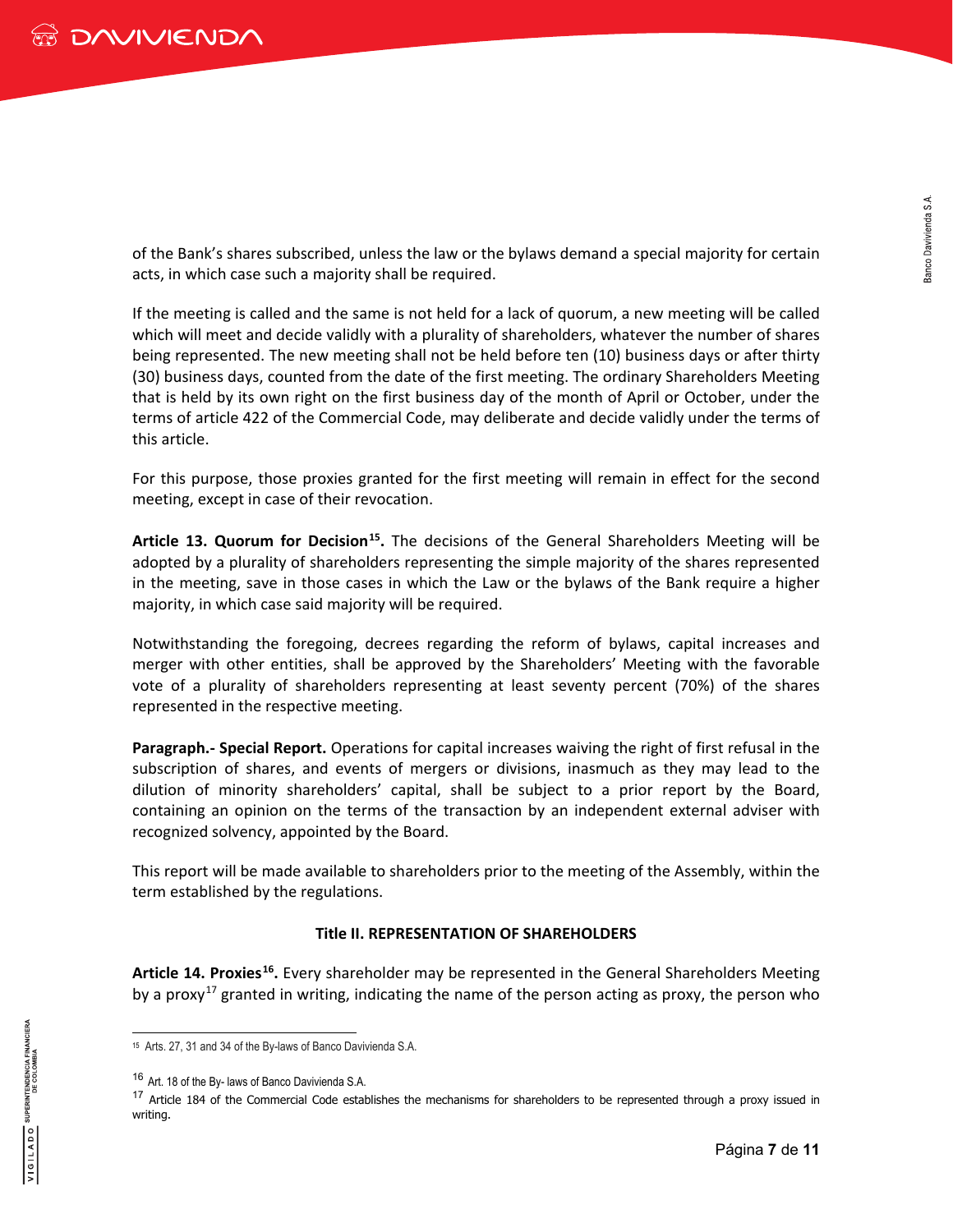of the Bank's shares subscribed, unless the law or the bylaws demand a special majority for certain acts, in which case such a majority shall be required.

If the meeting is called and the same is not held for a lack of quorum, a new meeting will be called which will meet and decide validly with a plurality of shareholders, whatever the number of shares being represented. The new meeting shall not be held before ten (10) business days or after thirty (30) business days, counted from the date of the first meeting. The ordinary Shareholders Meeting that is held by its own right on the first business day of the month of April or October, under the terms of article 422 of the Commercial Code, may deliberate and decide validly under the terms of this article.

For this purpose, those proxies granted for the first meeting will remain in effect for the second meeting, except in case of their revocation.

**Article 13. Quorum for Decision[15].** The decisions of the General Shareholders Meeting will be adopted by a plurality of shareholders representing the simple majority of the shares represented in the meeting, save in those cases in which the Law or the bylaws of the Bank require a higher majority, in which case said majority will be required.

Notwithstanding the foregoing, decrees regarding the reform of bylaws, capital increases and merger with other entities, shall be approved by the Shareholders' Meeting with the favorable vote of a plurality of shareholders representing at least seventy percent (70%) of the shares represented in the respective meeting.

**Paragraph.- Special Report.** Operations for capital increases waiving the right of first refusal in the subscription of shares, and events of mergers or divisions, inasmuch as they may lead to the dilution of minority shareholders' capital, shall be subject to a prior report by the Board, containing an opinion on the terms of the transaction by an independent external adviser with recognized solvency, appointed by the Board.

This report will be made available to shareholders prior to the meeting of the Assembly, within the term established by the regulations.

## Title II. REPRESENTATION OF SHAREHOLDERS

**Article 14. Proxies[16].** Every shareholder may be represented in the General Shareholders Meeting by a proxy[17] granted in writing, indicating the name of the person acting as proxy, the person who

---

[15] Arts. 27, 31 and 34 of the By-laws of Banco Davivienda S.A.

[16] Art. 18 of the By- laws of Banco Davivienda S.A.

[17] Article 184 of the Commercial Code establishes the mechanisms for shareholders to be represented through a proxy issued in writing.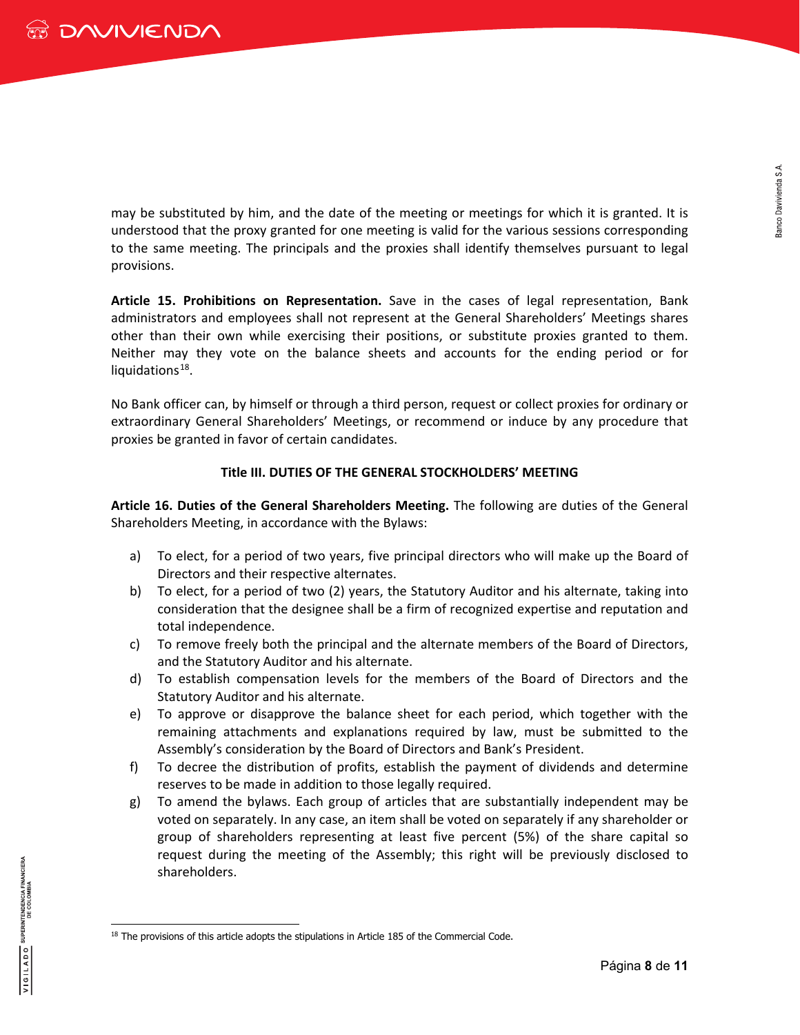may be substituted by him, and the date of the meeting or meetings for which it is granted. It is understood that the proxy granted for one meeting is valid for the various sessions corresponding to the same meeting. The principals and the proxies shall identify themselves pursuant to legal provisions.

**Article 15. Prohibitions on Representation.** Save in the cases of legal representation, Bank administrators and employees shall not represent at the General Shareholders' Meetings shares other than their own while exercising their positions, or substitute proxies granted to them. Neither may they vote on the balance sheets and accounts for the ending period or for liquidations[18].

No Bank officer can, by himself or through a third person, request or collect proxies for ordinary or extraordinary General Shareholders' Meetings, or recommend or induce by any procedure that proxies be granted in favor of certain candidates.

## Title III. DUTIES OF THE GENERAL STOCKHOLDERS' MEETING

**Article 16. Duties of the General Shareholders Meeting.** The following are duties of the General Shareholders Meeting, in accordance with the Bylaws:

a) To elect, for a period of two years, five principal directors who will make up the Board of Directors and their respective alternates.
b) To elect, for a period of two (2) years, the Statutory Auditor and his alternate, taking into consideration that the designee shall be a firm of recognized expertise and reputation and total independence.
c) To remove freely both the principal and the alternate members of the Board of Directors, and the Statutory Auditor and his alternate.
d) To establish compensation levels for the members of the Board of Directors and the Statutory Auditor and his alternate.
e) To approve or disapprove the balance sheet for each period, which together with the remaining attachments and explanations required by law, must be submitted to the Assembly's consideration by the Board of Directors and Bank's President.
f) To decree the distribution of profits, establish the payment of dividends and determine reserves to be made in addition to those legally required.
g) To amend the bylaws. Each group of articles that are substantially independent may be voted on separately. In any case, an item shall be voted on separately if any shareholder or group of shareholders representing at least five percent (5%) of the share capital so request during the meeting of the Assembly; this right will be previously disclosed to shareholders.

---

[18] The provisions of this article adopts the stipulations in Article 185 of the Commercial Code.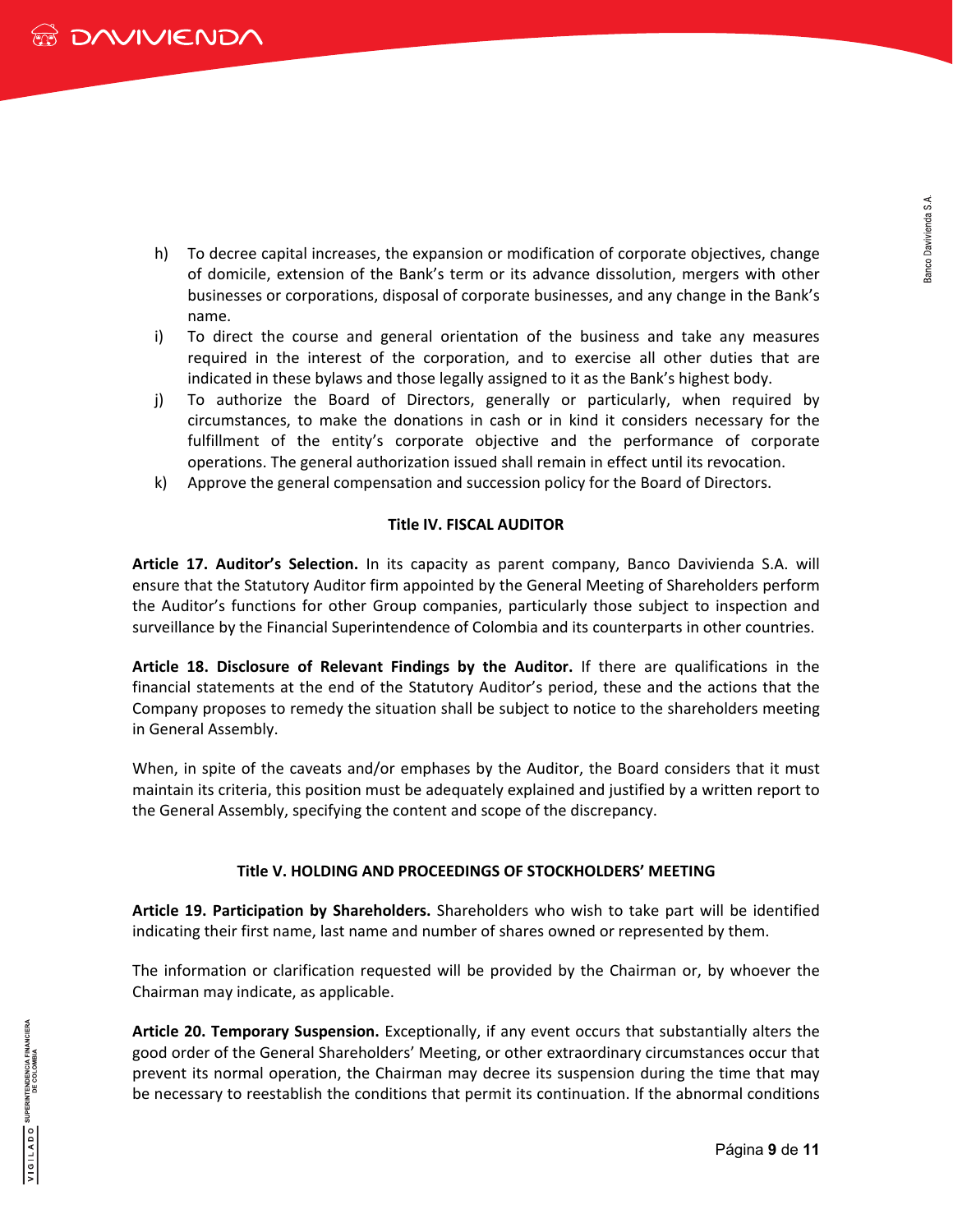h) To decree capital increases, the expansion or modification of corporate objectives, change of domicile, extension of the Bank's term or its advance dissolution, mergers with other businesses or corporations, disposal of corporate businesses, and any change in the Bank's name.
i) To direct the course and general orientation of the business and take any measures required in the interest of the corporation, and to exercise all other duties that are indicated in these bylaws and those legally assigned to it as the Bank's highest body.
j) To authorize the Board of Directors, generally or particularly, when required by circumstances, to make the donations in cash or in kind it considers necessary for the fulfillment of the entity's corporate objective and the performance of corporate operations. The general authorization issued shall remain in effect until its revocation.
k) Approve the general compensation and succession policy for the Board of Directors.

## Title IV. FISCAL AUDITOR

**Article 17. Auditor's Selection.** In its capacity as parent company, Banco Davivienda S.A. will ensure that the Statutory Auditor firm appointed by the General Meeting of Shareholders perform the Auditor's functions for other Group companies, particularly those subject to inspection and surveillance by the Financial Superintendence of Colombia and its counterparts in other countries.

**Article 18. Disclosure of Relevant Findings by the Auditor.** If there are qualifications in the financial statements at the end of the Statutory Auditor's period, these and the actions that the Company proposes to remedy the situation shall be subject to notice to the shareholders meeting in General Assembly.

When, in spite of the caveats and/or emphases by the Auditor, the Board considers that it must maintain its criteria, this position must be adequately explained and justified by a written report to the General Assembly, specifying the content and scope of the discrepancy.

## Title V. HOLDING AND PROCEEDINGS OF STOCKHOLDERS' MEETING

**Article 19. Participation by Shareholders.** Shareholders who wish to take part will be identified indicating their first name, last name and number of shares owned or represented by them.

The information or clarification requested will be provided by the Chairman or, by whoever the Chairman may indicate, as applicable.

**Article 20. Temporary Suspension.** Exceptionally, if any event occurs that substantially alters the good order of the General Shareholders' Meeting, or other extraordinary circumstances occur that prevent its normal operation, the Chairman may decree its suspension during the time that may be necessary to reestablish the conditions that permit its continuation. If the abnormal conditions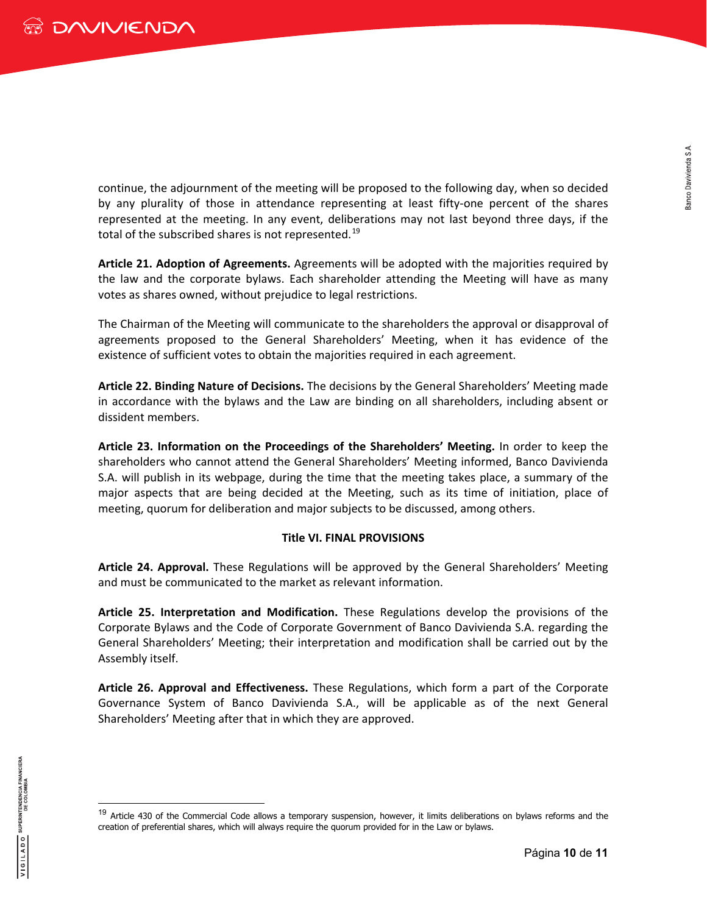continue, the adjournment of the meeting will be proposed to the following day, when so decided by any plurality of those in attendance representing at least fifty-one percent of the shares represented at the meeting. In any event, deliberations may not last beyond three days, if the total of the subscribed shares is not represented.[19]

**Article 21. Adoption of Agreements.** Agreements will be adopted with the majorities required by the law and the corporate bylaws. Each shareholder attending the Meeting will have as many votes as shares owned, without prejudice to legal restrictions.

The Chairman of the Meeting will communicate to the shareholders the approval or disapproval of agreements proposed to the General Shareholders' Meeting, when it has evidence of the existence of sufficient votes to obtain the majorities required in each agreement.

**Article 22. Binding Nature of Decisions.** The decisions by the General Shareholders' Meeting made in accordance with the bylaws and the Law are binding on all shareholders, including absent or dissident members.

**Article 23. Information on the Proceedings of the Shareholders' Meeting.** In order to keep the shareholders who cannot attend the General Shareholders' Meeting informed, Banco Davivienda S.A. will publish in its webpage, during the time that the meeting takes place, a summary of the major aspects that are being decided at the Meeting, such as its time of initiation, place of meeting, quorum for deliberation and major subjects to be discussed, among others.

## Title VI. FINAL PROVISIONS

**Article 24. Approval.** These Regulations will be approved by the General Shareholders' Meeting and must be communicated to the market as relevant information.

**Article 25. Interpretation and Modification.** These Regulations develop the provisions of the Corporate Bylaws and the Code of Corporate Government of Banco Davivienda S.A. regarding the General Shareholders' Meeting; their interpretation and modification shall be carried out by the Assembly itself.

**Article 26. Approval and Effectiveness.** These Regulations, which form a part of the Corporate Governance System of Banco Davivienda S.A., will be applicable as of the next General Shareholders' Meeting after that in which they are approved.

[19] Article 430 of the Commercial Code allows a temporary suspension, however, it limits deliberations on bylaws reforms and the creation of preferential shares, which will always require the quorum provided for in the Law or bylaws.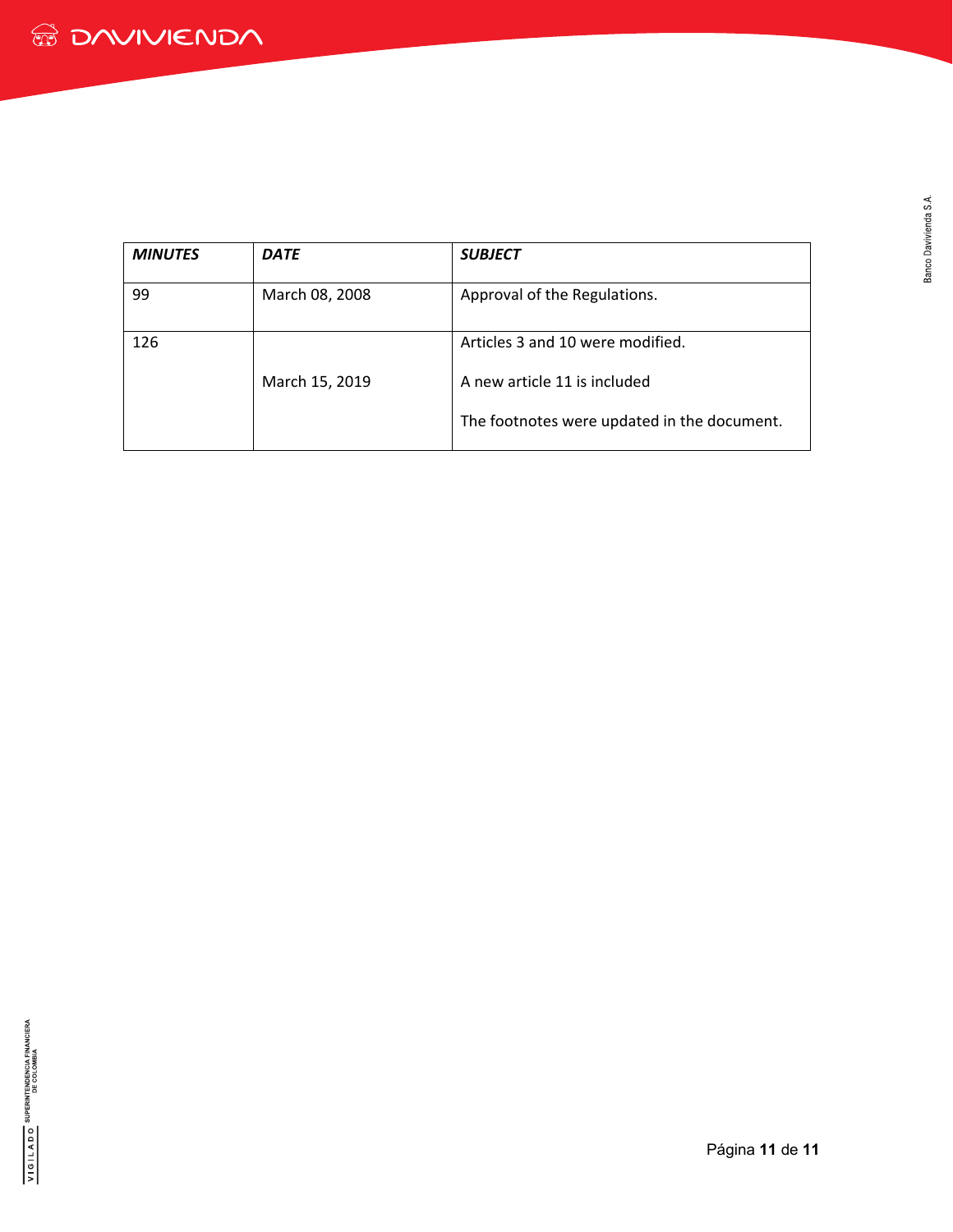| ***MINUTES*** | ***DATE*** | ***SUBJECT*** |
|---|---|---|
| 99 | March 08, 2008 | Approval of the Regulations. |
| 126 | March 15, 2019 | Articles 3 and 10 were modified.<br><br>A new article 11 is included<br><br>The footnotes were updated in the document. |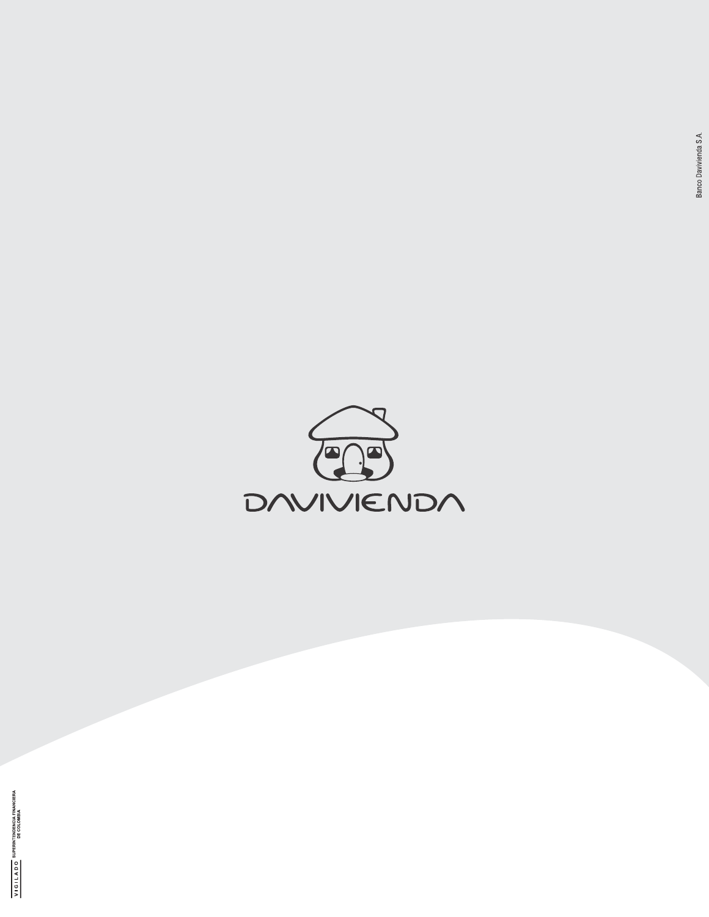DAVIVIENDA

Banco Davivienda S.A.

VIGILADO SUPERINTENDENCIA FINANCIERA DE COLOMBIA